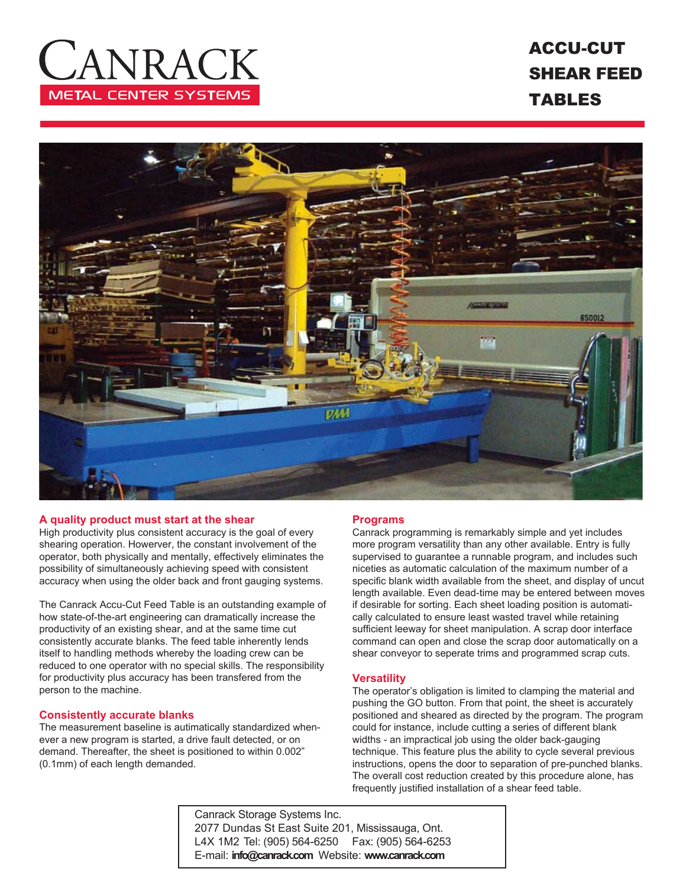# CANRACK

METAL CENTER SYSTEMS

# ACCU-CUT SHEAR FEED TABLES

## A quality product must start at the shear

High productivity plus consistent accuracy is the goal of every shearing operation. Howerver, the constant involvement of the operator, both physically and mentally, effectively eliminates the possibility of simultaneously achieving speed with consistent accuracy when using the older back and front gauging systems.

The Canrack Accu-Cut Feed Table is an outstanding example of how state-of-the-art engineering can dramatically increase the productivity of an existing shear, and at the same time cut consistently accurate blanks. The feed table inherently lends itself to handling methods whereby the loading crew can be reduced to one operator with no special skills. The responsibility for productivity plus accuracy has been transfered from the person to the machine.

## Consistently accurate blanks

The measurement baseline is autimatically standardized whenever a new program is started, a drive fault detected, or on demand. Thereafter, the sheet is positioned to within 0.002" (0.1mm) of each length demanded.

## Programs

Canrack programming is remarkably simple and yet includes more program versatility than any other available. Entry is fully supervised to guarantee a runnable program, and includes such niceties as automatic calculation of the maximum number of a specific blank width available from the sheet, and display of uncut length available. Even dead-time may be entered between moves if desirable for sorting. Each sheet loading position is automatically calculated to ensure least wasted travel while retaining sufficient leeway for sheet manipulation. A scrap door interface command can open and close the scrap door automatically on a shear conveyor to seperate trims and programmed scrap cuts.

## Versatility

The operator's obligation is limited to clamping the material and pushing the GO button. From that point, the sheet is accurately positioned and sheared as directed by the program. The program could for instance, include cutting a series of different blank widths - an impractical job using the older back-gauging technique. This feature plus the ability to cycle several previous instructions, opens the door to separation of pre-punched blanks. The overall cost reduction created by this procedure alone, has frequently justified installation of a shear feed table.

Canrack Storage Systems Inc.
2077 Dundas St East Suite 201, Mississauga, Ont.
L4X 1M2 Tel: (905) 564-6250 Fax: (905) 564-6253
E-mail: **info@canrack.com** Website: **www.canrack.com**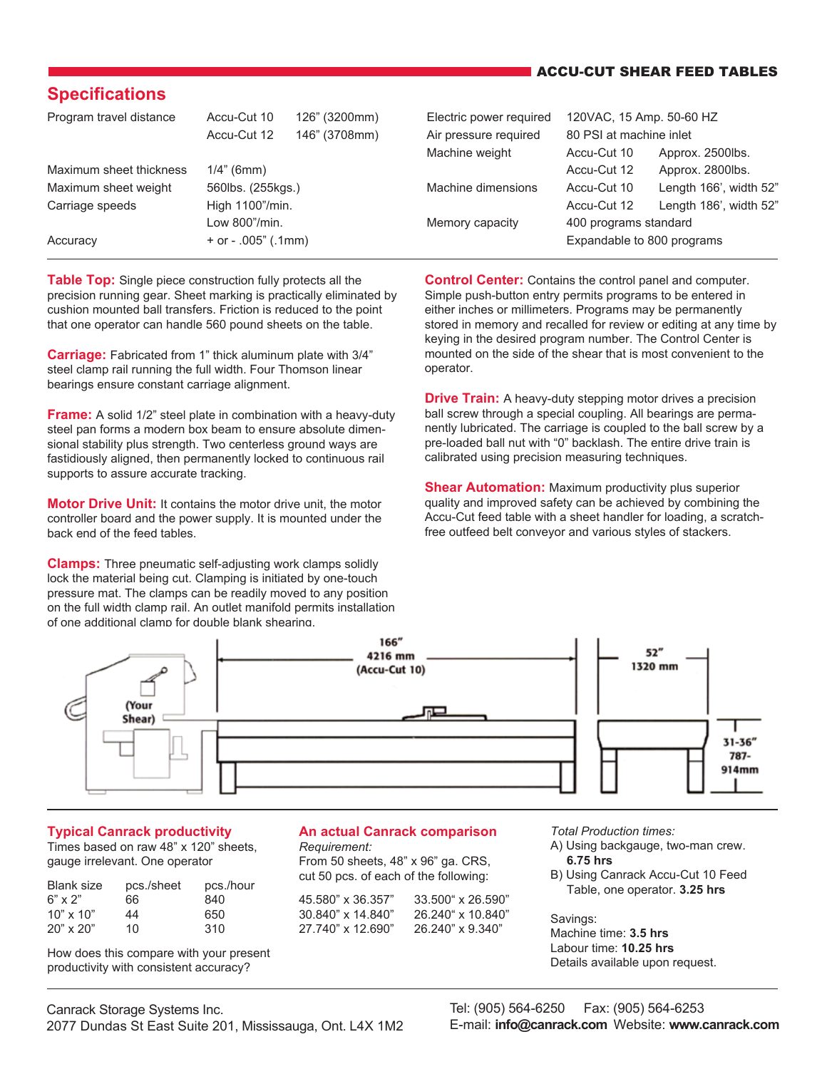ACCU-CUT SHEAR FEED TABLES

## Specifications

| | | |
|---|---|---|
| Program travel distance | Accu-Cut 10 | 126" (3200mm) |
| | Accu-Cut 12 | 146" (3708mm) |
| Maximum sheet thickness | 1/4" (6mm) | |
| Maximum sheet weight | 560lbs. (255kgs.) | |
| Carriage speeds | High 1100"/min. | |
| | Low 800"/min. | |
| Accuracy | + or - .005" (.1mm) | |

| | | |
|---|---|---|
| Electric power required | 120VAC, 15 Amp. 50-60 HZ | |
| Air pressure required | 80 PSI at machine inlet | |
| Machine weight | Accu-Cut 10 | Approx. 2500lbs. |
| | Accu-Cut 12 | Approx. 2800lbs. |
| Machine dimensions | Accu-Cut 10 | Length 166', width 52" |
| | Accu-Cut 12 | Length 186', width 52" |
| Memory capacity | 400 programs standard | |
| | Expandable to 800 programs | |

**Table Top:** Single piece construction fully protects all the precision running gear. Sheet marking is practically eliminated by cushion mounted ball transfers. Friction is reduced to the point that one operator can handle 560 pound sheets on the table.

**Carriage:** Fabricated from 1" thick aluminum plate with 3/4" steel clamp rail running the full width. Four Thomson linear bearings ensure constant carriage alignment.

**Frame:** A solid 1/2" steel plate in combination with a heavy-duty steel pan forms a modern box beam to ensure absolute dimensional stability plus strength. Two centerless ground ways are fastidiously aligned, then permanently locked to continuous rail supports to assure accurate tracking.

**Motor Drive Unit:** It contains the motor drive unit, the motor controller board and the power supply. It is mounted under the back end of the feed tables.

**Clamps:** Three pneumatic self-adjusting work clamps solidly lock the material being cut. Clamping is initiated by one-touch pressure mat. The clamps can be readily moved to any position on the full width clamp rail. An outlet manifold permits installation of one additional clamp for double blank shearing.

**Control Center:** Contains the control panel and computer. Simple push-button entry permits programs to be entered in either inches or millimeters. Programs may be permanently stored in memory and recalled for review or editing at any time by keying in the desired program number. The Control Center is mounted on the side of the shear that is most convenient to the operator.

**Drive Train:** A heavy-duty stepping motor drives a precision ball screw through a special coupling. All bearings are permanently lubricated. The carriage is coupled to the ball screw by a pre-loaded ball nut with "0" backlash. The entire drive train is calibrated using precision measuring techniques.

**Shear Automation:** Maximum productivity plus superior quality and improved safety can be achieved by combining the Accu-Cut feed table with a sheet handler for loading, a scratch-free outfeed belt conveyor and various styles of stackers.

(Your Shear)

166"
4216 mm
(Accu-Cut 10)

52"
1320 mm

31-36"
787-
914mm

### Typical Canrack productivity

Times based on raw 48" x 120" sheets, gauge irrelevant. One operator

| Blank size | pcs./sheet | pcs./hour |
|---|---|---|
| 6" x 2" | 66 | 840 |
| 10" x 10" | 44 | 650 |
| 20" x 20" | 10 | 310 |

How does this compare with your present productivity with consistent accuracy?

### An actual Canrack comparison

*Requirement:*
From 50 sheets, 48" x 96" ga. CRS, cut 50 pcs. of each of the following:

| | |
|---|---|
| 45.580" x 36.357" | 33.500" x 26.590" |
| 30.840" x 14.840" | 26.240" x 10.840" |
| 27.740" x 12.690" | 26.240" x 9.340" |

*Total Production times:*

A) Using backgauge, two-man crew. **6.75 hrs**

B) Using Canrack Accu-Cut 10 Feed Table, one operator. **3.25 hrs**

Savings:
Machine time: **3.5 hrs**
Labour time: **10.25 hrs**
Details available upon request.

Canrack Storage Systems Inc.
2077 Dundas St East Suite 201, Mississauga, Ont. L4X 1M2

Tel: (905) 564-6250 Fax: (905) 564-6253
E-mail: **info@canrack.com** Website: **www.canrack.com**